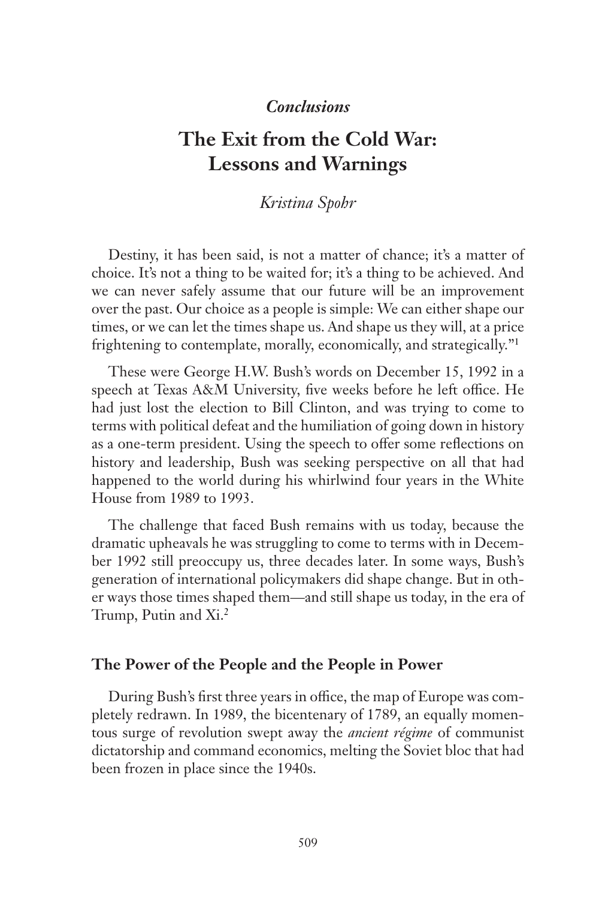## *Conclusions*

# The Exit from the Cold War: Lessons and Warnings

*Kristina Spohr*

Destiny, it has been said, is not a matter of chance; it's a matter of choice. It's not a thing to be waited for; it's a thing to be achieved. And we can never safely assume that our future will be an improvement over the past. Our choice as a people is simple: We can either shape our times, or we can let the times shape us. And shape us they will, at a price frightening to contemplate, morally, economically, and strategically."[1]

These were George H.W. Bush's words on December 15, 1992 in a speech at Texas A&M University, five weeks before he left office. He had just lost the election to Bill Clinton, and was trying to come to terms with political defeat and the humiliation of going down in history as a one-term president. Using the speech to offer some reflections on history and leadership, Bush was seeking perspective on all that had happened to the world during his whirlwind four years in the White House from 1989 to 1993.

The challenge that faced Bush remains with us today, because the dramatic upheavals he was struggling to come to terms with in December 1992 still preoccupy us, three decades later. In some ways, Bush's generation of international policymakers did shape change. But in other ways those times shaped them—and still shape us today, in the era of Trump, Putin and Xi.[2]

## The Power of the People and the People in Power

During Bush's first three years in office, the map of Europe was completely redrawn. In 1989, the bicentenary of 1789, an equally momentous surge of revolution swept away the *ancient régime* of communist dictatorship and command economics, melting the Soviet bloc that had been frozen in place since the 1940s.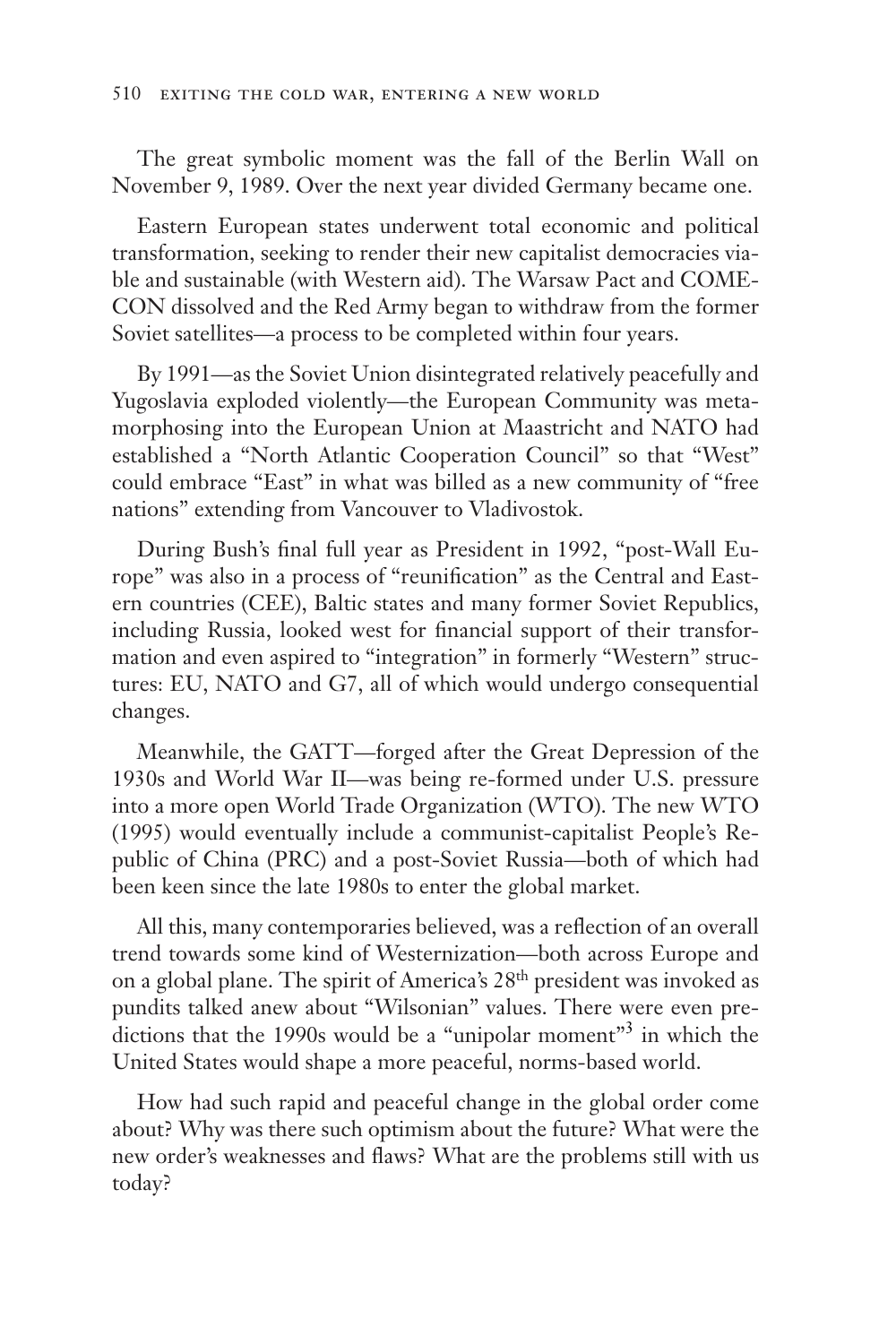The great symbolic moment was the fall of the Berlin Wall on November 9, 1989. Over the next year divided Germany became one.

Eastern European states underwent total economic and political transformation, seeking to render their new capitalist democracies viable and sustainable (with Western aid). The Warsaw Pact and COMECON dissolved and the Red Army began to withdraw from the former Soviet satellites—a process to be completed within four years.

By 1991—as the Soviet Union disintegrated relatively peacefully and Yugoslavia exploded violently—the European Community was metamorphosing into the European Union at Maastricht and NATO had established a "North Atlantic Cooperation Council" so that "West" could embrace "East" in what was billed as a new community of "free nations" extending from Vancouver to Vladivostok.

During Bush's final full year as President in 1992, "post-Wall Europe" was also in a process of "reunification" as the Central and Eastern countries (CEE), Baltic states and many former Soviet Republics, including Russia, looked west for financial support of their transformation and even aspired to "integration" in formerly "Western" structures: EU, NATO and G7, all of which would undergo consequential changes.

Meanwhile, the GATT—forged after the Great Depression of the 1930s and World War II—was being re-formed under U.S. pressure into a more open World Trade Organization (WTO). The new WTO (1995) would eventually include a communist-capitalist People's Republic of China (PRC) and a post-Soviet Russia—both of which had been keen since the late 1980s to enter the global market.

All this, many contemporaries believed, was a reflection of an overall trend towards some kind of Westernization—both across Europe and on a global plane. The spirit of America's 28th president was invoked as pundits talked anew about "Wilsonian" values. There were even predictions that the 1990s would be a "unipolar moment"[3] in which the United States would shape a more peaceful, norms-based world.

How had such rapid and peaceful change in the global order come about? Why was there such optimism about the future? What were the new order's weaknesses and flaws? What are the problems still with us today?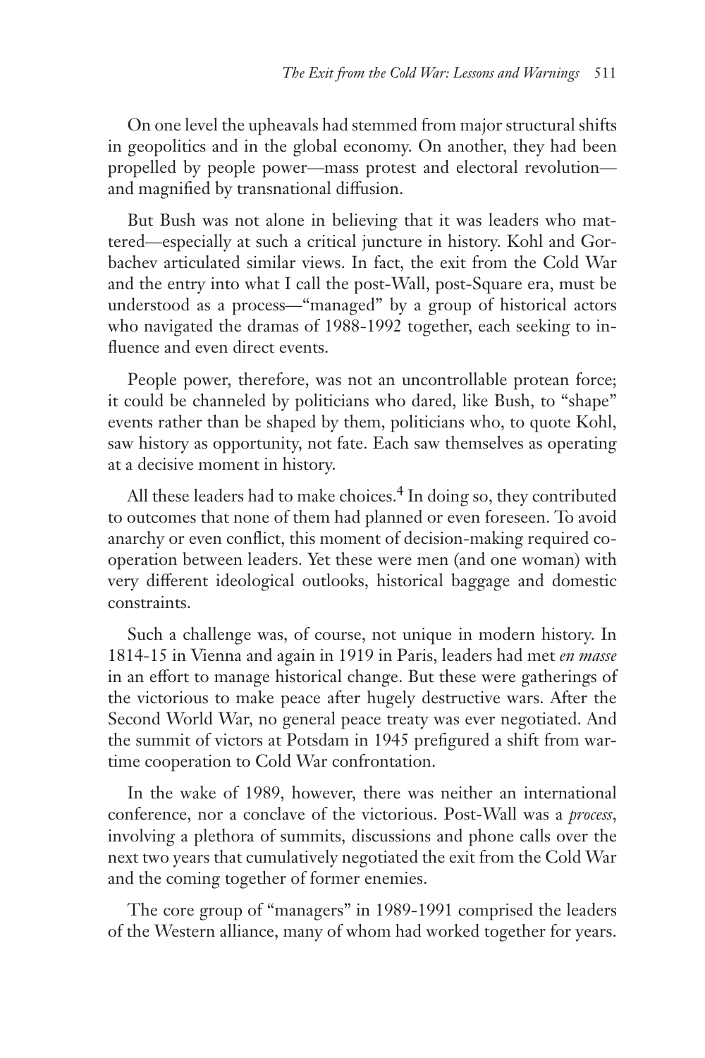On one level the upheavals had stemmed from major structural shifts in geopolitics and in the global economy. On another, they had been propelled by people power—mass protest and electoral revolution—and magnified by transnational diffusion.

But Bush was not alone in believing that it was leaders who mattered—especially at such a critical juncture in history. Kohl and Gorbachev articulated similar views. In fact, the exit from the Cold War and the entry into what I call the post-Wall, post-Square era, must be understood as a process—"managed" by a group of historical actors who navigated the dramas of 1988-1992 together, each seeking to influence and even direct events.

People power, therefore, was not an uncontrollable protean force; it could be channeled by politicians who dared, like Bush, to "shape" events rather than be shaped by them, politicians who, to quote Kohl, saw history as opportunity, not fate. Each saw themselves as operating at a decisive moment in history.

All these leaders had to make choices.[4] In doing so, they contributed to outcomes that none of them had planned or even foreseen. To avoid anarchy or even conflict, this moment of decision-making required cooperation between leaders. Yet these were men (and one woman) with very different ideological outlooks, historical baggage and domestic constraints.

Such a challenge was, of course, not unique in modern history. In 1814-15 in Vienna and again in 1919 in Paris, leaders had met *en masse* in an effort to manage historical change. But these were gatherings of the victorious to make peace after hugely destructive wars. After the Second World War, no general peace treaty was ever negotiated. And the summit of victors at Potsdam in 1945 prefigured a shift from wartime cooperation to Cold War confrontation.

In the wake of 1989, however, there was neither an international conference, nor a conclave of the victorious. Post-Wall was a *process*, involving a plethora of summits, discussions and phone calls over the next two years that cumulatively negotiated the exit from the Cold War and the coming together of former enemies.

The core group of "managers" in 1989-1991 comprised the leaders of the Western alliance, many of whom had worked together for years.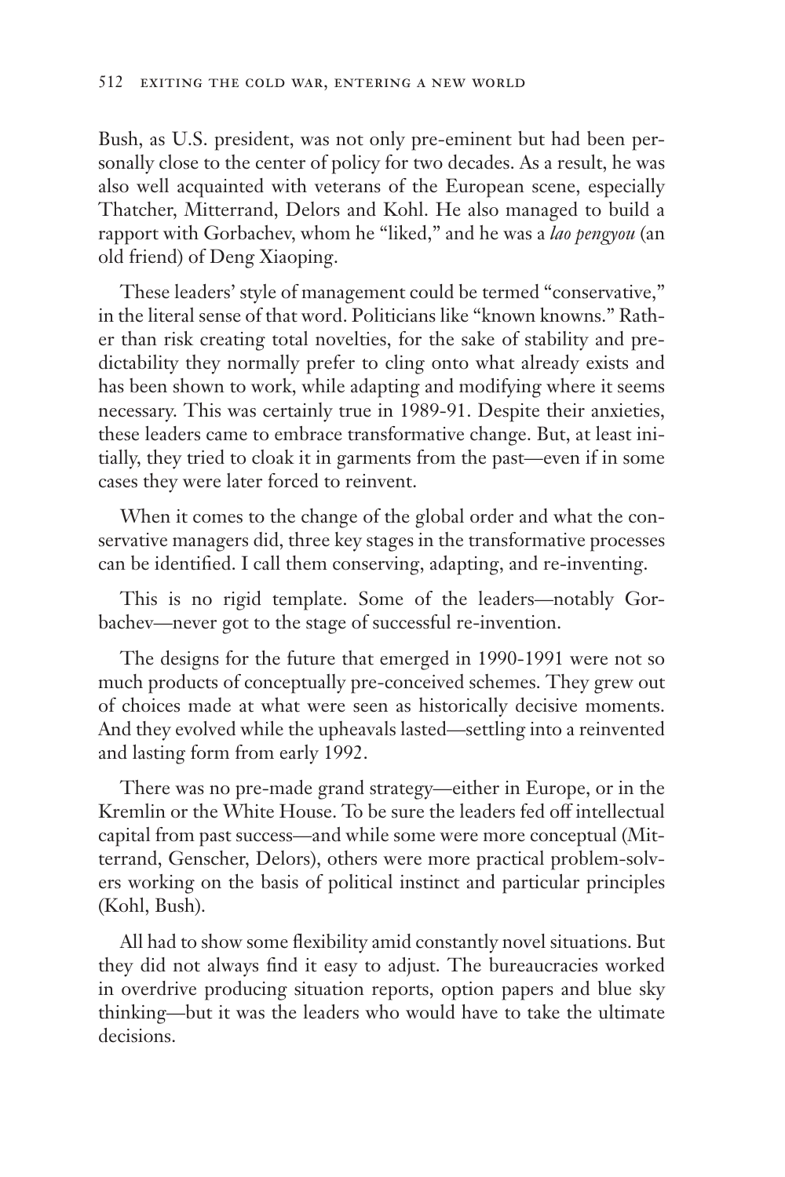Bush, as U.S. president, was not only pre-eminent but had been personally close to the center of policy for two decades. As a result, he was also well acquainted with veterans of the European scene, especially Thatcher, Mitterrand, Delors and Kohl. He also managed to build a rapport with Gorbachev, whom he "liked," and he was a *lao pengyou* (an old friend) of Deng Xiaoping.

These leaders' style of management could be termed "conservative," in the literal sense of that word. Politicians like "known knowns." Rather than risk creating total novelties, for the sake of stability and predictability they normally prefer to cling onto what already exists and has been shown to work, while adapting and modifying where it seems necessary. This was certainly true in 1989-91. Despite their anxieties, these leaders came to embrace transformative change. But, at least initially, they tried to cloak it in garments from the past—even if in some cases they were later forced to reinvent.

When it comes to the change of the global order and what the conservative managers did, three key stages in the transformative processes can be identified. I call them conserving, adapting, and re-inventing.

This is no rigid template. Some of the leaders—notably Gorbachev—never got to the stage of successful re-invention.

The designs for the future that emerged in 1990-1991 were not so much products of conceptually pre-conceived schemes. They grew out of choices made at what were seen as historically decisive moments. And they evolved while the upheavals lasted—settling into a reinvented and lasting form from early 1992.

There was no pre-made grand strategy—either in Europe, or in the Kremlin or the White House. To be sure the leaders fed off intellectual capital from past success—and while some were more conceptual (Mitterrand, Genscher, Delors), others were more practical problem-solvers working on the basis of political instinct and particular principles (Kohl, Bush).

All had to show some flexibility amid constantly novel situations. But they did not always find it easy to adjust. The bureaucracies worked in overdrive producing situation reports, option papers and blue sky thinking—but it was the leaders who would have to take the ultimate decisions.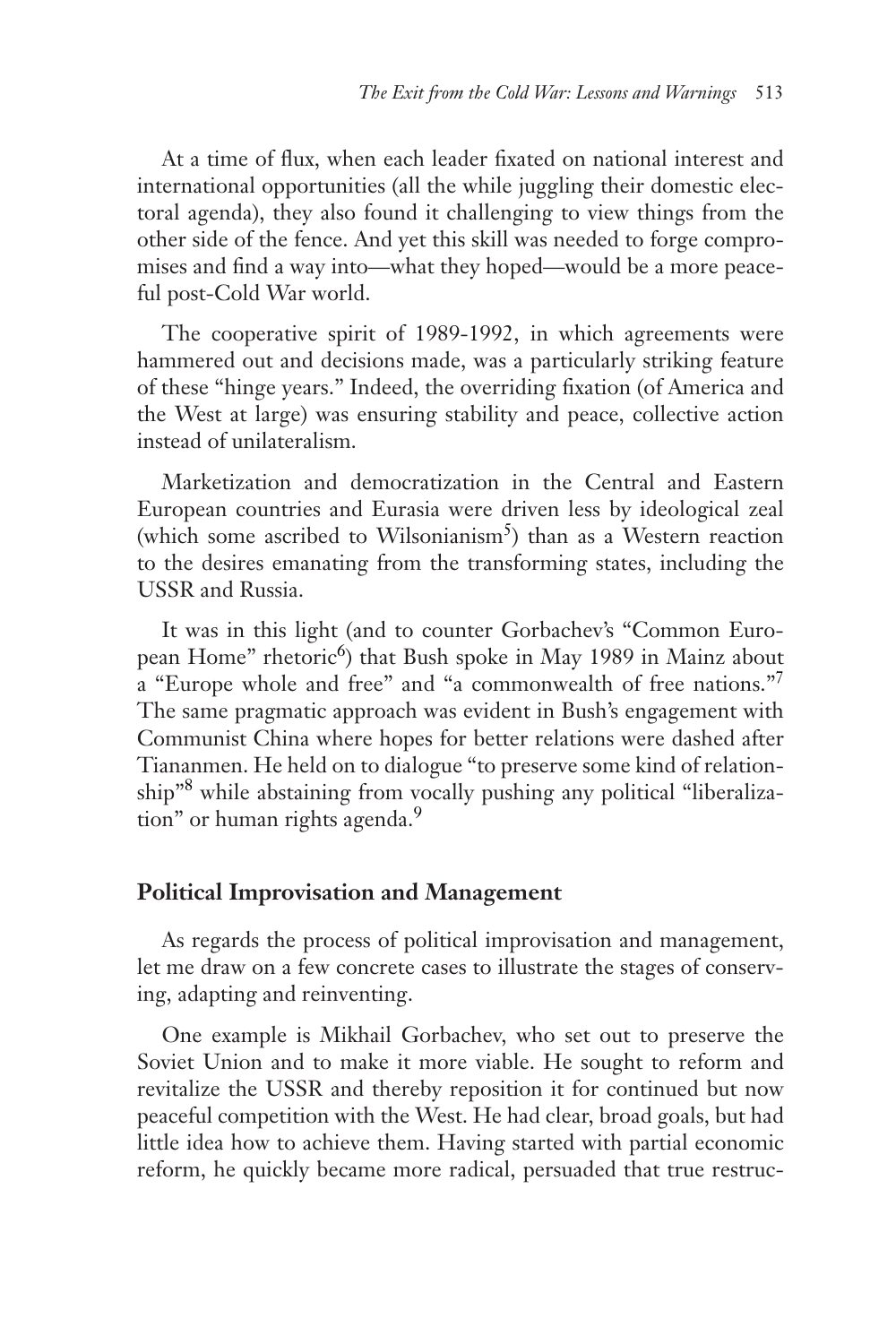At a time of flux, when each leader fixated on national interest and international opportunities (all the while juggling their domestic electoral agenda), they also found it challenging to view things from the other side of the fence. And yet this skill was needed to forge compromises and find a way into—what they hoped—would be a more peaceful post-Cold War world.

The cooperative spirit of 1989-1992, in which agreements were hammered out and decisions made, was a particularly striking feature of these "hinge years." Indeed, the overriding fixation (of America and the West at large) was ensuring stability and peace, collective action instead of unilateralism.

Marketization and democratization in the Central and Eastern European countries and Eurasia were driven less by ideological zeal (which some ascribed to Wilsonianism[5]) than as a Western reaction to the desires emanating from the transforming states, including the USSR and Russia.

It was in this light (and to counter Gorbachev's "Common European Home" rhetoric[6]) that Bush spoke in May 1989 in Mainz about a "Europe whole and free" and "a commonwealth of free nations."[7] The same pragmatic approach was evident in Bush's engagement with Communist China where hopes for better relations were dashed after Tiananmen. He held on to dialogue "to preserve some kind of relationship"[8] while abstaining from vocally pushing any political "liberalization" or human rights agenda.[9]

## Political Improvisation and Management

As regards the process of political improvisation and management, let me draw on a few concrete cases to illustrate the stages of conserving, adapting and reinventing.

One example is Mikhail Gorbachev, who set out to preserve the Soviet Union and to make it more viable. He sought to reform and revitalize the USSR and thereby reposition it for continued but now peaceful competition with the West. He had clear, broad goals, but had little idea how to achieve them. Having started with partial economic reform, he quickly became more radical, persuaded that true restruc-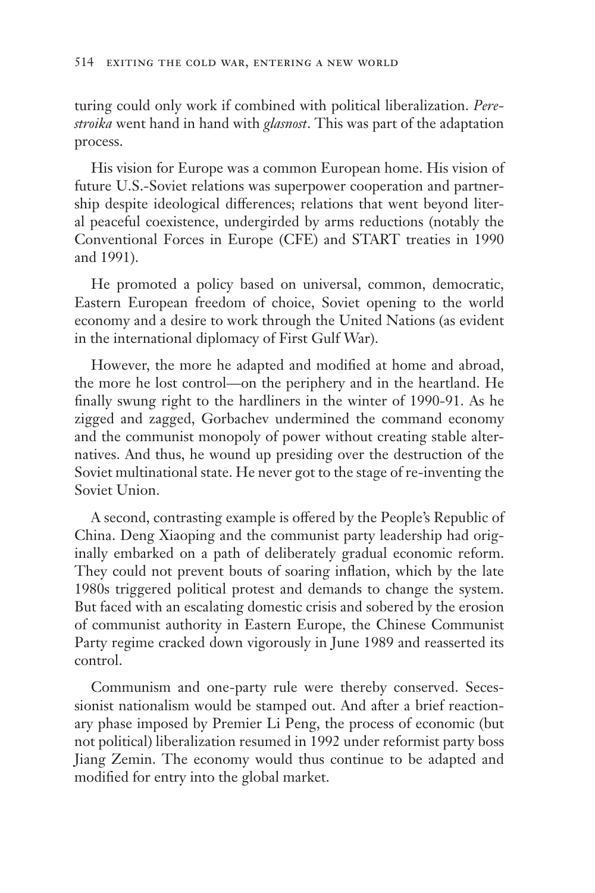turing could only work if combined with political liberalization. *Perestroika* went hand in hand with *glasnost*. This was part of the adaptation process.

His vision for Europe was a common European home. His vision of future U.S.-Soviet relations was superpower cooperation and partnership despite ideological differences; relations that went beyond literal peaceful coexistence, undergirded by arms reductions (notably the Conventional Forces in Europe (CFE) and START treaties in 1990 and 1991).

He promoted a policy based on universal, common, democratic, Eastern European freedom of choice, Soviet opening to the world economy and a desire to work through the United Nations (as evident in the international diplomacy of First Gulf War).

However, the more he adapted and modified at home and abroad, the more he lost control—on the periphery and in the heartland. He finally swung right to the hardliners in the winter of 1990-91. As he zigged and zagged, Gorbachev undermined the command economy and the communist monopoly of power without creating stable alternatives. And thus, he wound up presiding over the destruction of the Soviet multinational state. He never got to the stage of re-inventing the Soviet Union.

A second, contrasting example is offered by the People's Republic of China. Deng Xiaoping and the communist party leadership had originally embarked on a path of deliberately gradual economic reform. They could not prevent bouts of soaring inflation, which by the late 1980s triggered political protest and demands to change the system. But faced with an escalating domestic crisis and sobered by the erosion of communist authority in Eastern Europe, the Chinese Communist Party regime cracked down vigorously in June 1989 and reasserted its control.

Communism and one-party rule were thereby conserved. Secessionist nationalism would be stamped out. And after a brief reactionary phase imposed by Premier Li Peng, the process of economic (but not political) liberalization resumed in 1992 under reformist party boss Jiang Zemin. The economy would thus continue to be adapted and modified for entry into the global market.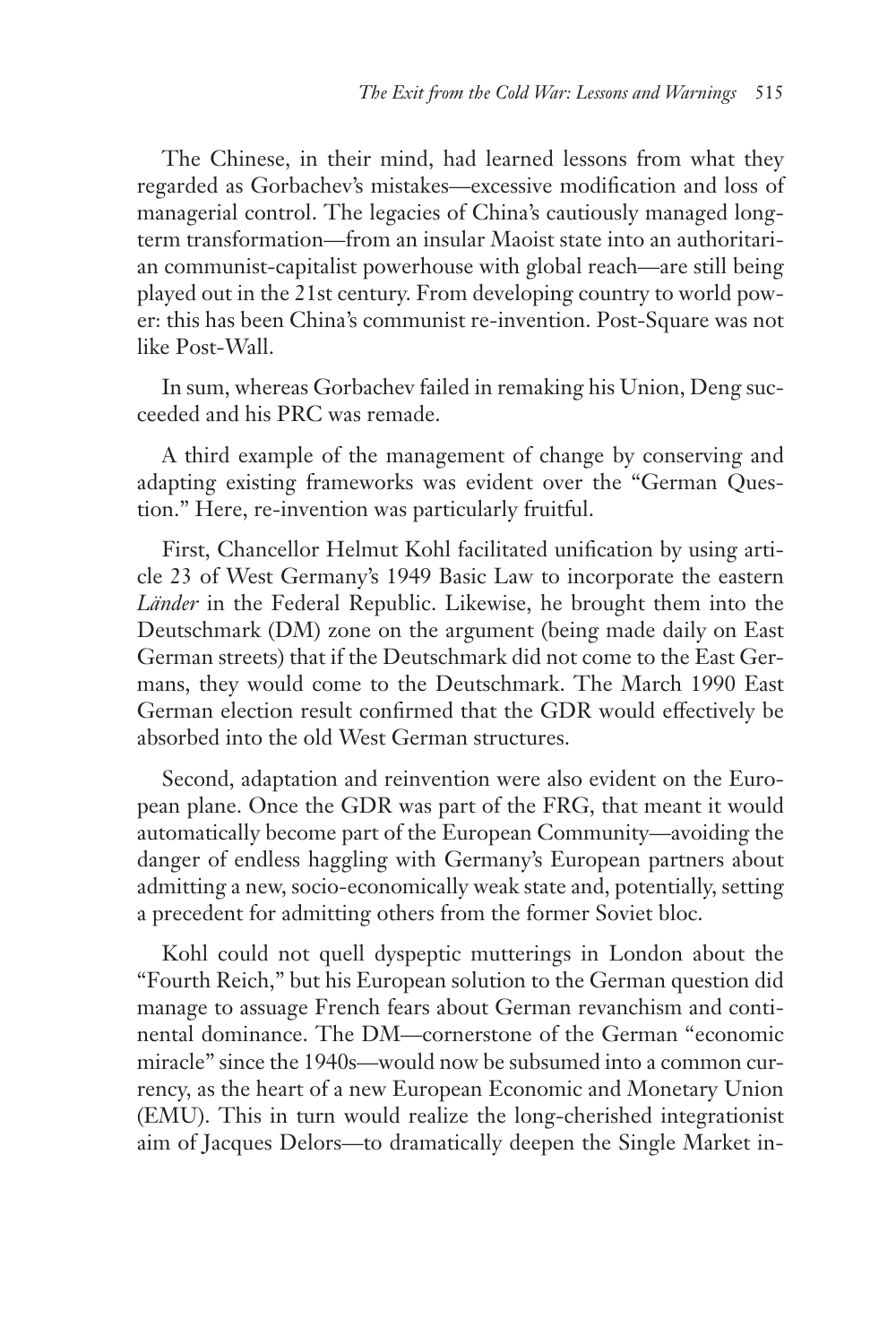The Chinese, in their mind, had learned lessons from what they regarded as Gorbachev's mistakes—excessive modification and loss of managerial control. The legacies of China's cautiously managed long-term transformation—from an insular Maoist state into an authoritarian communist-capitalist powerhouse with global reach—are still being played out in the 21st century. From developing country to world power: this has been China's communist re-invention. Post-Square was not like Post-Wall.

In sum, whereas Gorbachev failed in remaking his Union, Deng succeeded and his PRC was remade.

A third example of the management of change by conserving and adapting existing frameworks was evident over the "German Question." Here, re-invention was particularly fruitful.

First, Chancellor Helmut Kohl facilitated unification by using article 23 of West Germany's 1949 Basic Law to incorporate the eastern *Länder* in the Federal Republic. Likewise, he brought them into the Deutschmark (DM) zone on the argument (being made daily on East German streets) that if the Deutschmark did not come to the East Germans, they would come to the Deutschmark. The March 1990 East German election result confirmed that the GDR would effectively be absorbed into the old West German structures.

Second, adaptation and reinvention were also evident on the European plane. Once the GDR was part of the FRG, that meant it would automatically become part of the European Community—avoiding the danger of endless haggling with Germany's European partners about admitting a new, socio-economically weak state and, potentially, setting a precedent for admitting others from the former Soviet bloc.

Kohl could not quell dyspeptic mutterings in London about the "Fourth Reich," but his European solution to the German question did manage to assuage French fears about German revanchism and continental dominance. The DM—cornerstone of the German "economic miracle" since the 1940s—would now be subsumed into a common currency, as the heart of a new European Economic and Monetary Union (EMU). This in turn would realize the long-cherished integrationist aim of Jacques Delors—to dramatically deepen the Single Market in-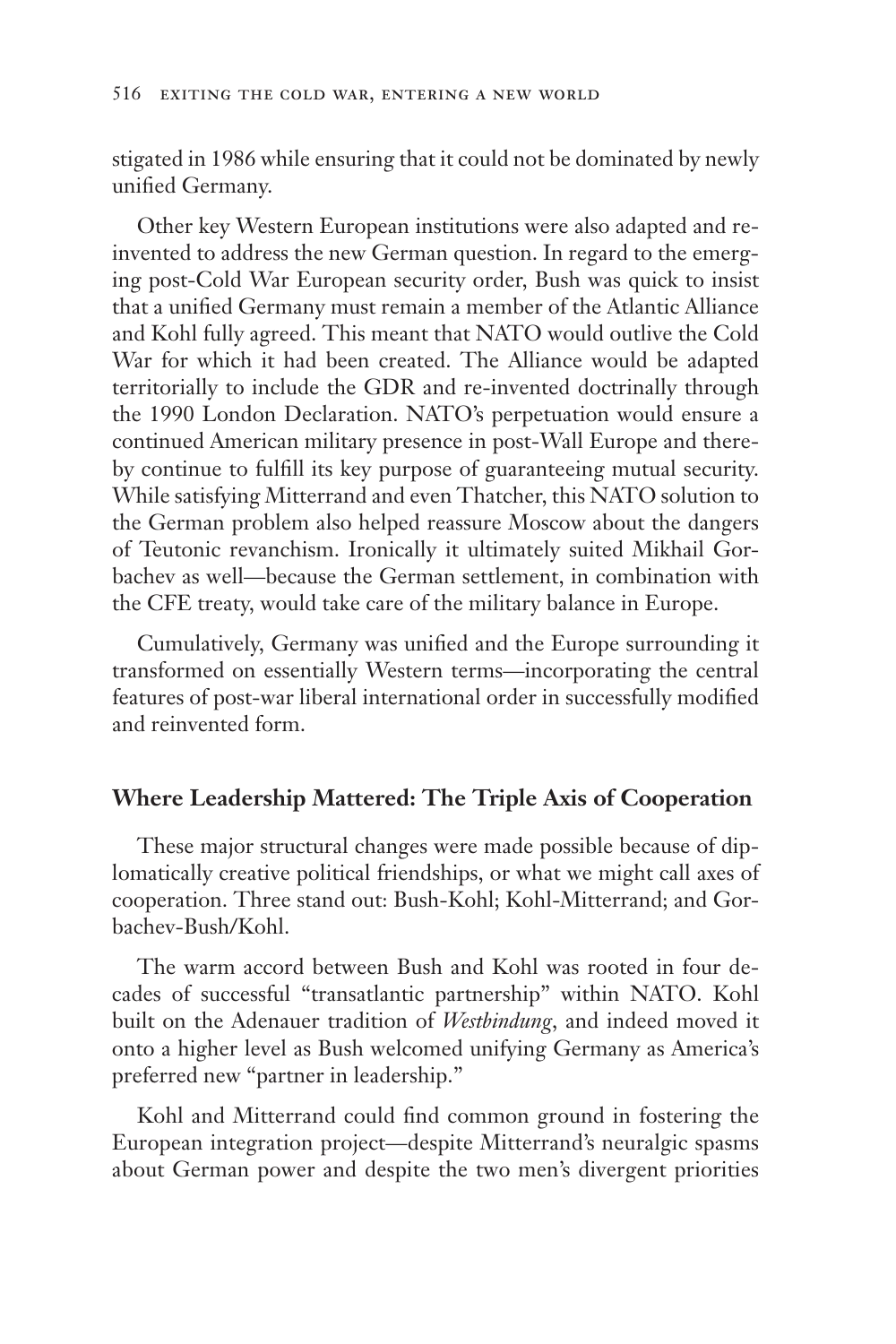stigated in 1986 while ensuring that it could not be dominated by newly unified Germany.

Other key Western European institutions were also adapted and re-invented to address the new German question. In regard to the emerging post-Cold War European security order, Bush was quick to insist that a unified Germany must remain a member of the Atlantic Alliance and Kohl fully agreed. This meant that NATO would outlive the Cold War for which it had been created. The Alliance would be adapted territorially to include the GDR and re-invented doctrinally through the 1990 London Declaration. NATO's perpetuation would ensure a continued American military presence in post-Wall Europe and thereby continue to fulfill its key purpose of guaranteeing mutual security. While satisfying Mitterrand and even Thatcher, this NATO solution to the German problem also helped reassure Moscow about the dangers of Teutonic revanchism. Ironically it ultimately suited Mikhail Gorbachev as well—because the German settlement, in combination with the CFE treaty, would take care of the military balance in Europe.

Cumulatively, Germany was unified and the Europe surrounding it transformed on essentially Western terms—incorporating the central features of post-war liberal international order in successfully modified and reinvented form.

## Where Leadership Mattered: The Triple Axis of Cooperation

These major structural changes were made possible because of diplomatically creative political friendships, or what we might call axes of cooperation. Three stand out: Bush-Kohl; Kohl-Mitterrand; and Gorbachev-Bush/Kohl.

The warm accord between Bush and Kohl was rooted in four decades of successful "transatlantic partnership" within NATO. Kohl built on the Adenauer tradition of *Westbindung*, and indeed moved it onto a higher level as Bush welcomed unifying Germany as America's preferred new "partner in leadership."

Kohl and Mitterrand could find common ground in fostering the European integration project—despite Mitterrand's neuralgic spasms about German power and despite the two men's divergent priorities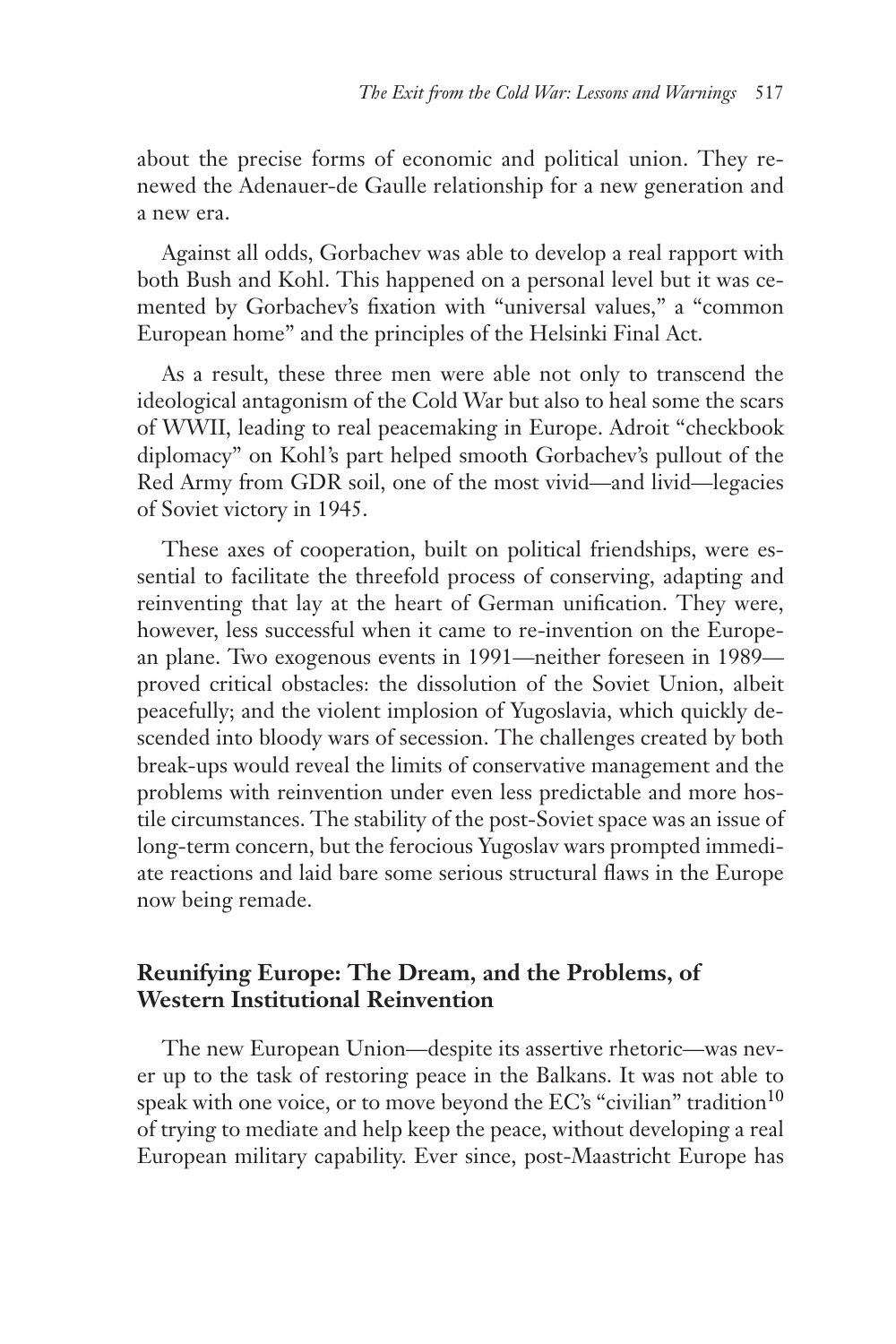about the precise forms of economic and political union. They renewed the Adenauer-de Gaulle relationship for a new generation and a new era.

Against all odds, Gorbachev was able to develop a real rapport with both Bush and Kohl. This happened on a personal level but it was cemented by Gorbachev's fixation with "universal values," a "common European home" and the principles of the Helsinki Final Act.

As a result, these three men were able not only to transcend the ideological antagonism of the Cold War but also to heal some the scars of WWII, leading to real peacemaking in Europe. Adroit "checkbook diplomacy" on Kohl's part helped smooth Gorbachev's pullout of the Red Army from GDR soil, one of the most vivid—and livid—legacies of Soviet victory in 1945.

These axes of cooperation, built on political friendships, were essential to facilitate the threefold process of conserving, adapting and reinventing that lay at the heart of German unification. They were, however, less successful when it came to re-invention on the European plane. Two exogenous events in 1991—neither foreseen in 1989—proved critical obstacles: the dissolution of the Soviet Union, albeit peacefully; and the violent implosion of Yugoslavia, which quickly descended into bloody wars of secession. The challenges created by both break-ups would reveal the limits of conservative management and the problems with reinvention under even less predictable and more hostile circumstances. The stability of the post-Soviet space was an issue of long-term concern, but the ferocious Yugoslav wars prompted immediate reactions and laid bare some serious structural flaws in the Europe now being remade.

## Reunifying Europe: The Dream, and the Problems, of Western Institutional Reinvention

The new European Union—despite its assertive rhetoric—was never up to the task of restoring peace in the Balkans. It was not able to speak with one voice, or to move beyond the EC's "civilian" tradition[10] of trying to mediate and help keep the peace, without developing a real European military capability. Ever since, post-Maastricht Europe has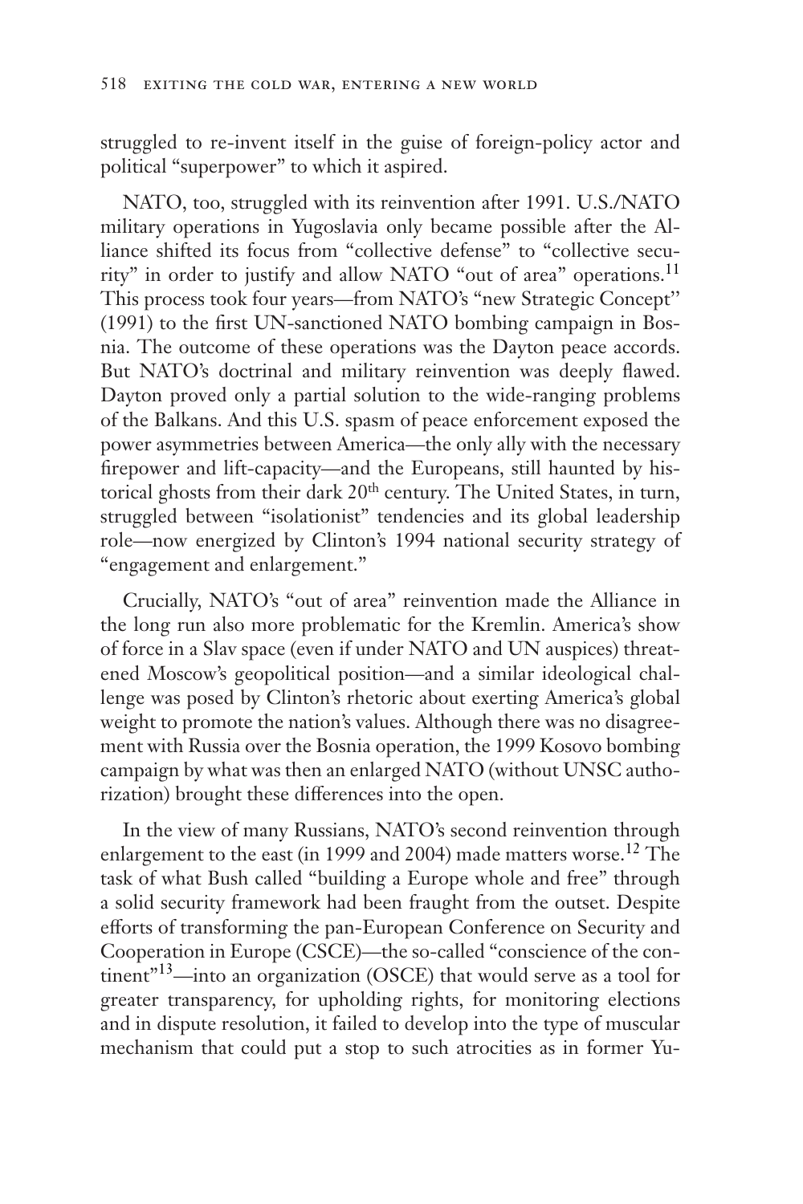struggled to re-invent itself in the guise of foreign-policy actor and political "superpower" to which it aspired.

NATO, too, struggled with its reinvention after 1991. U.S./NATO military operations in Yugoslavia only became possible after the Alliance shifted its focus from "collective defense" to "collective security" in order to justify and allow NATO "out of area" operations.[11] This process took four years—from NATO's "new Strategic Concept" (1991) to the first UN-sanctioned NATO bombing campaign in Bosnia. The outcome of these operations was the Dayton peace accords. But NATO's doctrinal and military reinvention was deeply flawed. Dayton proved only a partial solution to the wide-ranging problems of the Balkans. And this U.S. spasm of peace enforcement exposed the power asymmetries between America—the only ally with the necessary firepower and lift-capacity—and the Europeans, still haunted by historical ghosts from their dark 20th century. The United States, in turn, struggled between "isolationist" tendencies and its global leadership role—now energized by Clinton's 1994 national security strategy of "engagement and enlargement."

Crucially, NATO's "out of area" reinvention made the Alliance in the long run also more problematic for the Kremlin. America's show of force in a Slav space (even if under NATO and UN auspices) threatened Moscow's geopolitical position—and a similar ideological challenge was posed by Clinton's rhetoric about exerting America's global weight to promote the nation's values. Although there was no disagreement with Russia over the Bosnia operation, the 1999 Kosovo bombing campaign by what was then an enlarged NATO (without UNSC authorization) brought these differences into the open.

In the view of many Russians, NATO's second reinvention through enlargement to the east (in 1999 and 2004) made matters worse.[12] The task of what Bush called "building a Europe whole and free" through a solid security framework had been fraught from the outset. Despite efforts of transforming the pan-European Conference on Security and Cooperation in Europe (CSCE)—the so-called "conscience of the continent"[13]—into an organization (OSCE) that would serve as a tool for greater transparency, for upholding rights, for monitoring elections and in dispute resolution, it failed to develop into the type of muscular mechanism that could put a stop to such atrocities as in former Yu-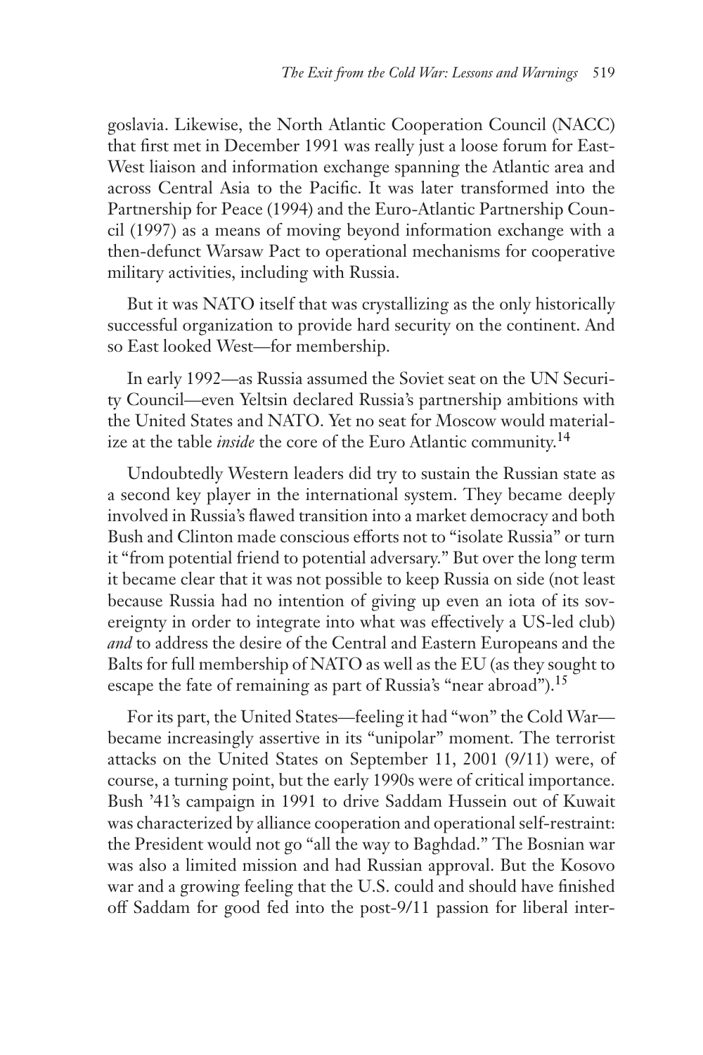goslavia. Likewise, the North Atlantic Cooperation Council (NACC) that first met in December 1991 was really just a loose forum for East-West liaison and information exchange spanning the Atlantic area and across Central Asia to the Pacific. It was later transformed into the Partnership for Peace (1994) and the Euro-Atlantic Partnership Council (1997) as a means of moving beyond information exchange with a then-defunct Warsaw Pact to operational mechanisms for cooperative military activities, including with Russia.

But it was NATO itself that was crystallizing as the only historically successful organization to provide hard security on the continent. And so East looked West—for membership.

In early 1992—as Russia assumed the Soviet seat on the UN Security Council—even Yeltsin declared Russia's partnership ambitions with the United States and NATO. Yet no seat for Moscow would materialize at the table *inside* the core of the Euro Atlantic community.[14]

Undoubtedly Western leaders did try to sustain the Russian state as a second key player in the international system. They became deeply involved in Russia's flawed transition into a market democracy and both Bush and Clinton made conscious efforts not to "isolate Russia" or turn it "from potential friend to potential adversary." But over the long term it became clear that it was not possible to keep Russia on side (not least because Russia had no intention of giving up even an iota of its sovereignty in order to integrate into what was effectively a US-led club) *and* to address the desire of the Central and Eastern Europeans and the Balts for full membership of NATO as well as the EU (as they sought to escape the fate of remaining as part of Russia's "near abroad").[15]

For its part, the United States—feeling it had "won" the Cold War—became increasingly assertive in its "unipolar" moment. The terrorist attacks on the United States on September 11, 2001 (9/11) were, of course, a turning point, but the early 1990s were of critical importance. Bush '41's campaign in 1991 to drive Saddam Hussein out of Kuwait was characterized by alliance cooperation and operational self-restraint: the President would not go "all the way to Baghdad." The Bosnian war was also a limited mission and had Russian approval. But the Kosovo war and a growing feeling that the U.S. could and should have finished off Saddam for good fed into the post-9/11 passion for liberal inter-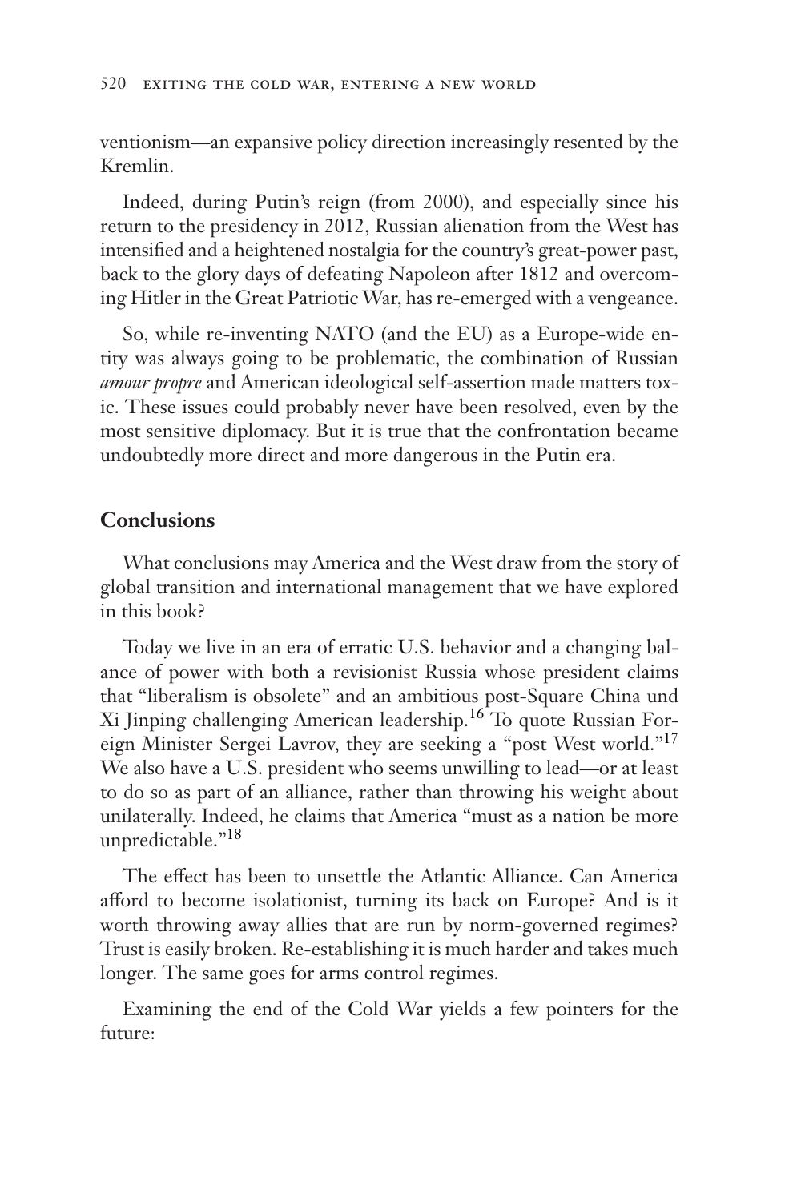ventionism—an expansive policy direction increasingly resented by the Kremlin.

Indeed, during Putin's reign (from 2000), and especially since his return to the presidency in 2012, Russian alienation from the West has intensified and a heightened nostalgia for the country's great-power past, back to the glory days of defeating Napoleon after 1812 and overcoming Hitler in the Great Patriotic War, has re-emerged with a vengeance.

So, while re-inventing NATO (and the EU) as a Europe-wide entity was always going to be problematic, the combination of Russian *amour propre* and American ideological self-assertion made matters toxic. These issues could probably never have been resolved, even by the most sensitive diplomacy. But it is true that the confrontation became undoubtedly more direct and more dangerous in the Putin era.

## Conclusions

What conclusions may America and the West draw from the story of global transition and international management that we have explored in this book?

Today we live in an era of erratic U.S. behavior and a changing balance of power with both a revisionist Russia whose president claims that "liberalism is obsolete" and an ambitious post-Square China und Xi Jinping challenging American leadership.[16] To quote Russian Foreign Minister Sergei Lavrov, they are seeking a "post West world."[17] We also have a U.S. president who seems unwilling to lead—or at least to do so as part of an alliance, rather than throwing his weight about unilaterally. Indeed, he claims that America "must as a nation be more unpredictable."[18]

The effect has been to unsettle the Atlantic Alliance. Can America afford to become isolationist, turning its back on Europe? And is it worth throwing away allies that are run by norm-governed regimes? Trust is easily broken. Re-establishing it is much harder and takes much longer. The same goes for arms control regimes.

Examining the end of the Cold War yields a few pointers for the future: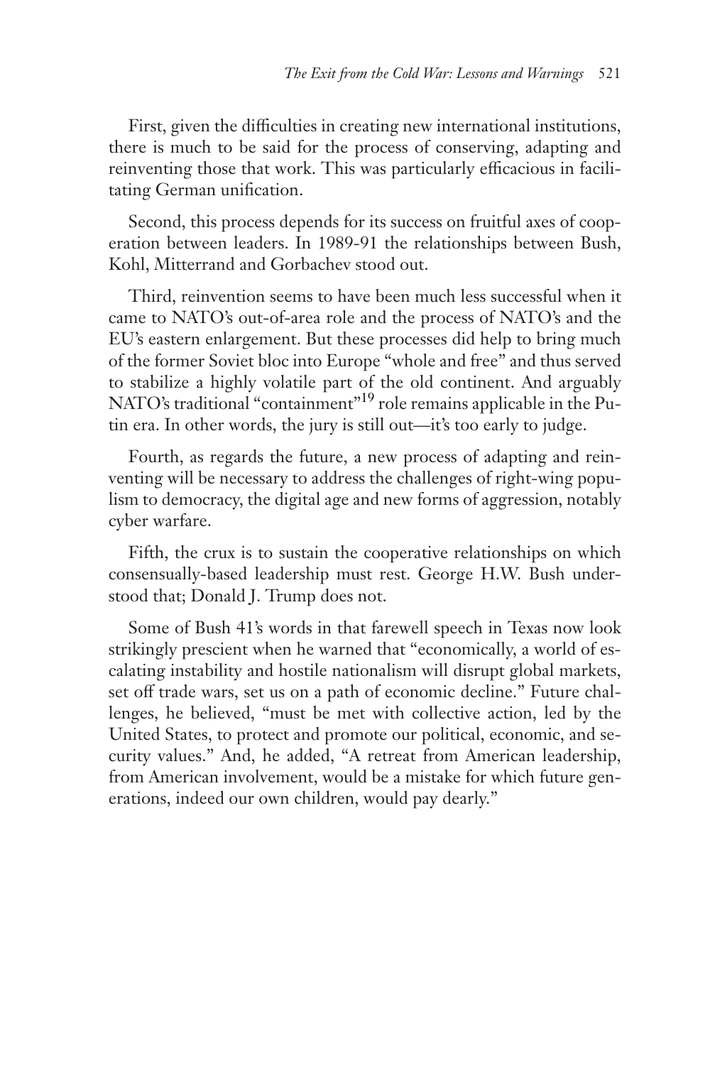First, given the difficulties in creating new international institutions, there is much to be said for the process of conserving, adapting and reinventing those that work. This was particularly efficacious in facilitating German unification.

Second, this process depends for its success on fruitful axes of cooperation between leaders. In 1989-91 the relationships between Bush, Kohl, Mitterrand and Gorbachev stood out.

Third, reinvention seems to have been much less successful when it came to NATO's out-of-area role and the process of NATO's and the EU's eastern enlargement. But these processes did help to bring much of the former Soviet bloc into Europe "whole and free" and thus served to stabilize a highly volatile part of the old continent. And arguably NATO's traditional "containment"[19] role remains applicable in the Putin era. In other words, the jury is still out—it's too early to judge.

Fourth, as regards the future, a new process of adapting and reinventing will be necessary to address the challenges of right-wing populism to democracy, the digital age and new forms of aggression, notably cyber warfare.

Fifth, the crux is to sustain the cooperative relationships on which consensually-based leadership must rest. George H.W. Bush understood that; Donald J. Trump does not.

Some of Bush 41's words in that farewell speech in Texas now look strikingly prescient when he warned that "economically, a world of escalating instability and hostile nationalism will disrupt global markets, set off trade wars, set us on a path of economic decline." Future challenges, he believed, "must be met with collective action, led by the United States, to protect and promote our political, economic, and security values." And, he added, "A retreat from American leadership, from American involvement, would be a mistake for which future generations, indeed our own children, would pay dearly."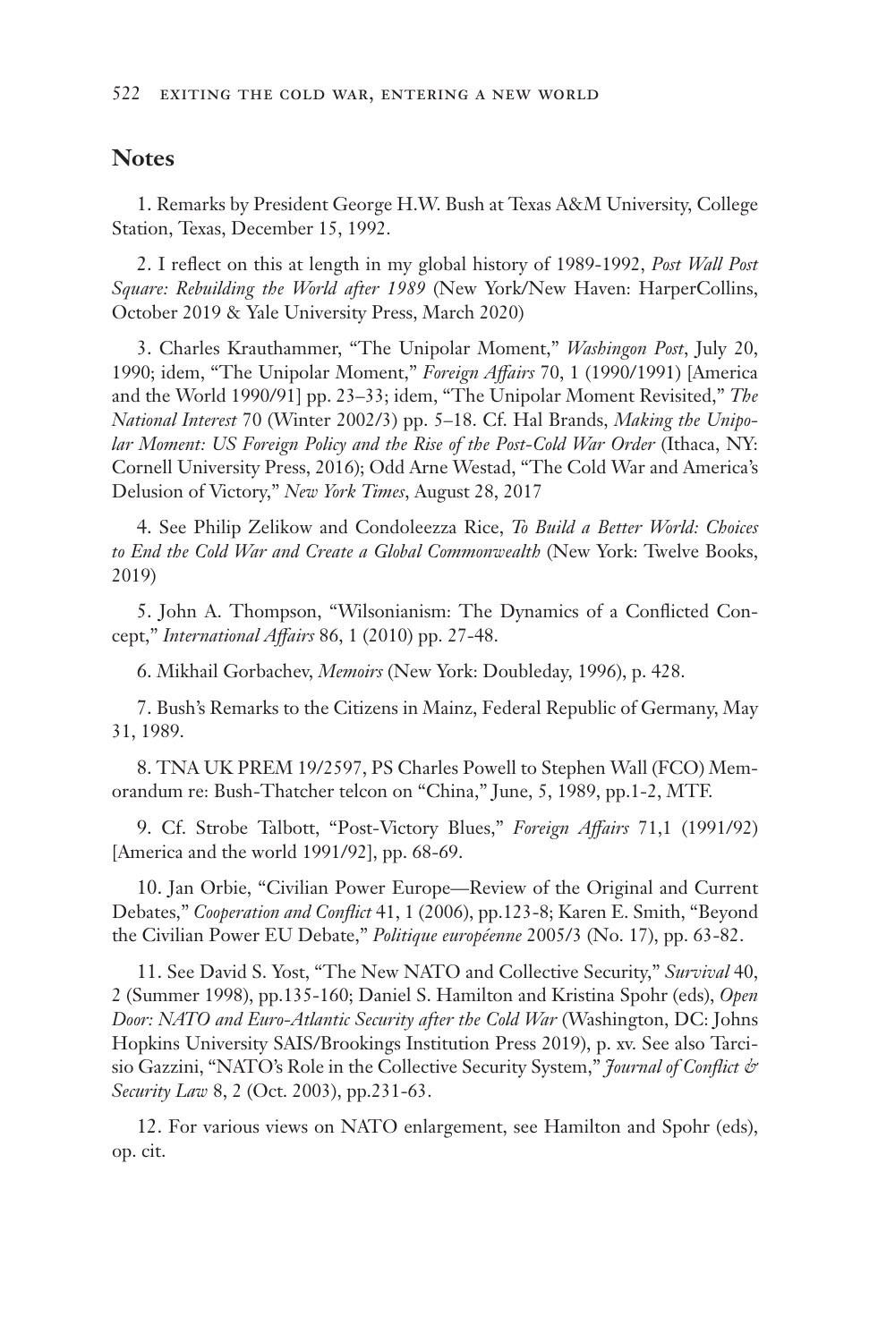## Notes

1. Remarks by President George H.W. Bush at Texas A&M University, College Station, Texas, December 15, 1992.

2. I reflect on this at length in my global history of 1989-1992, *Post Wall Post Square: Rebuilding the World after 1989* (New York/New Haven: HarperCollins, October 2019 & Yale University Press, March 2020)

3. Charles Krauthammer, "The Unipolar Moment," *Washingon Post*, July 20, 1990; idem, "The Unipolar Moment," *Foreign Affairs* 70, 1 (1990/1991) [America and the World 1990/91] pp. 23–33; idem, "The Unipolar Moment Revisited," *The National Interest* 70 (Winter 2002/3) pp. 5–18. Cf. Hal Brands, *Making the Unipolar Moment: US Foreign Policy and the Rise of the Post-Cold War Order* (Ithaca, NY: Cornell University Press, 2016); Odd Arne Westad, "The Cold War and America's Delusion of Victory," *New York Times*, August 28, 2017

4. See Philip Zelikow and Condoleezza Rice, *To Build a Better World: Choices to End the Cold War and Create a Global Commonwealth* (New York: Twelve Books, 2019)

5. John A. Thompson, "Wilsonianism: The Dynamics of a Conflicted Concept," *International Affairs* 86, 1 (2010) pp. 27-48.

6. Mikhail Gorbachev, *Memoirs* (New York: Doubleday, 1996), p. 428.

7. Bush's Remarks to the Citizens in Mainz, Federal Republic of Germany, May 31, 1989.

8. TNA UK PREM 19/2597, PS Charles Powell to Stephen Wall (FCO) Memorandum re: Bush-Thatcher telcon on "China," June, 5, 1989, pp.1-2, MTF.

9. Cf. Strobe Talbott, "Post-Victory Blues," *Foreign Affairs* 71,1 (1991/92) [America and the world 1991/92], pp. 68-69.

10. Jan Orbie, "Civilian Power Europe—Review of the Original and Current Debates," *Cooperation and Conflict* 41, 1 (2006), pp.123-8; Karen E. Smith, "Beyond the Civilian Power EU Debate," *Politique européenne* 2005/3 (No. 17), pp. 63-82.

11. See David S. Yost, "The New NATO and Collective Security," *Survival* 40, 2 (Summer 1998), pp.135-160; Daniel S. Hamilton and Kristina Spohr (eds), *Open Door: NATO and Euro-Atlantic Security after the Cold War* (Washington, DC: Johns Hopkins University SAIS/Brookings Institution Press 2019), p. xv. See also Tarcisio Gazzini, "NATO's Role in the Collective Security System," *Journal of Conflict & Security Law* 8, 2 (Oct. 2003), pp.231-63.

12. For various views on NATO enlargement, see Hamilton and Spohr (eds), op. cit.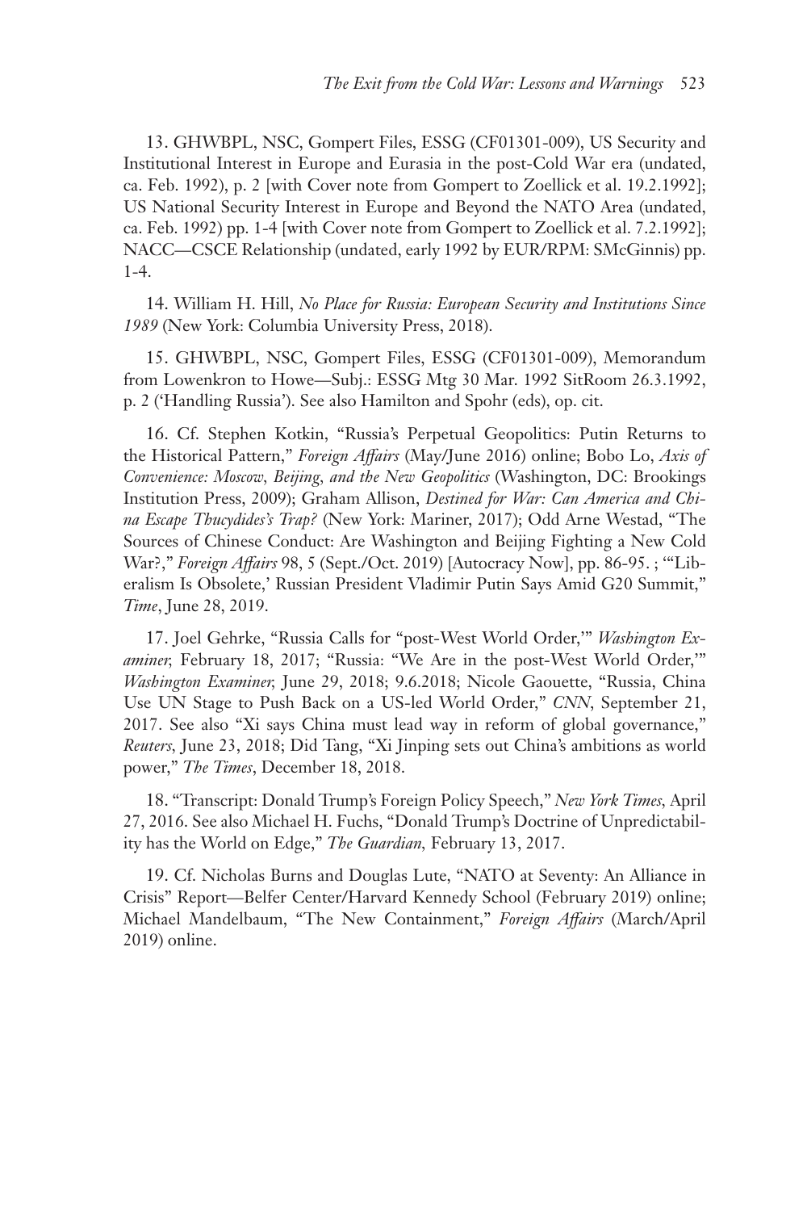13. GHWBPL, NSC, Gompert Files, ESSG (CF01301-009), US Security and Institutional Interest in Europe and Eurasia in the post-Cold War era (undated, ca. Feb. 1992), p. 2 [with Cover note from Gompert to Zoellick et al. 19.2.1992]; US National Security Interest in Europe and Beyond the NATO Area (undated, ca. Feb. 1992) pp. 1-4 [with Cover note from Gompert to Zoellick et al. 7.2.1992]; NACC—CSCE Relationship (undated, early 1992 by EUR/RPM: SMcGinnis) pp. 1-4.

14. William H. Hill, *No Place for Russia: European Security and Institutions Since 1989* (New York: Columbia University Press, 2018).

15. GHWBPL, NSC, Gompert Files, ESSG (CF01301-009), Memorandum from Lowenkron to Howe—Subj.: ESSG Mtg 30 Mar. 1992 SitRoom 26.3.1992, p. 2 ('Handling Russia'). See also Hamilton and Spohr (eds), op. cit.

16. Cf. Stephen Kotkin, "Russia's Perpetual Geopolitics: Putin Returns to the Historical Pattern," *Foreign Affairs* (May/June 2016) online; Bobo Lo, *Axis of Convenience: Moscow, Beijing, and the New Geopolitics* (Washington, DC: Brookings Institution Press, 2009); Graham Allison, *Destined for War: Can America and China Escape Thucydides's Trap?* (New York: Mariner, 2017); Odd Arne Westad, "The Sources of Chinese Conduct: Are Washington and Beijing Fighting a New Cold War?," *Foreign Affairs* 98, 5 (Sept./Oct. 2019) [Autocracy Now], pp. 86-95. ; "'Liberalism Is Obsolete,' Russian President Vladimir Putin Says Amid G20 Summit," *Time*, June 28, 2019.

17. Joel Gehrke, "Russia Calls for "post-West World Order,'" *Washington Examiner*, February 18, 2017; "Russia: "We Are in the post-West World Order,'" *Washington Examiner*, June 29, 2018; 9.6.2018; Nicole Gaouette, "Russia, China Use UN Stage to Push Back on a US-led World Order," *CNN*, September 21, 2017. See also "Xi says China must lead way in reform of global governance," *Reuters*, June 23, 2018; Did Tang, "Xi Jinping sets out China's ambitions as world power," *The Times*, December 18, 2018.

18. "Transcript: Donald Trump's Foreign Policy Speech," *New York Times*, April 27, 2016. See also Michael H. Fuchs, "Donald Trump's Doctrine of Unpredictability has the World on Edge," *The Guardian*, February 13, 2017.

19. Cf. Nicholas Burns and Douglas Lute, "NATO at Seventy: An Alliance in Crisis" Report—Belfer Center/Harvard Kennedy School (February 2019) online; Michael Mandelbaum, "The New Containment," *Foreign Affairs* (March/April 2019) online.